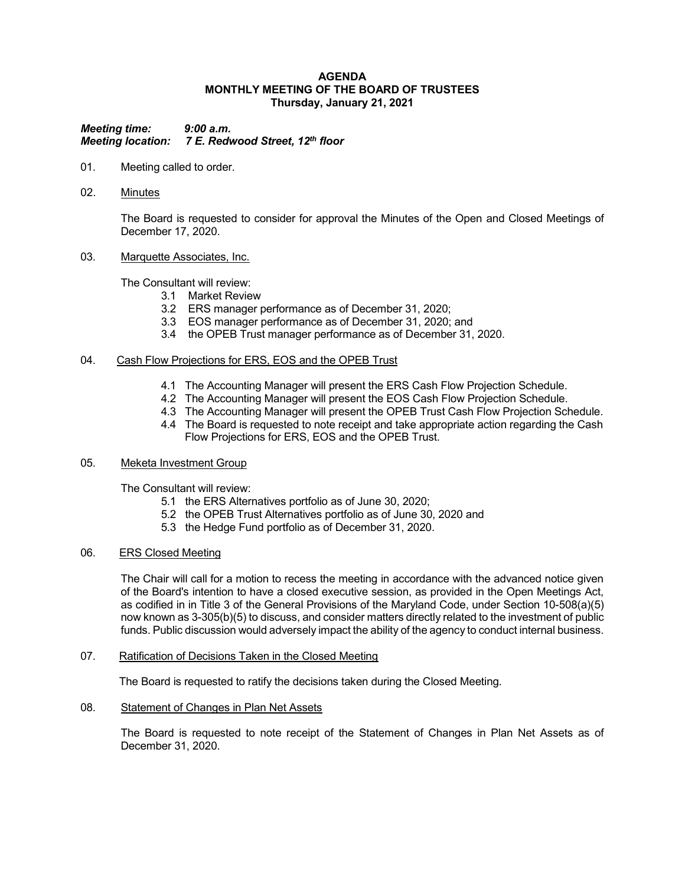# AGENDA
## MONTHLY MEETING OF THE BOARD OF TRUSTEES
### Thursday, January 21, 2021

***Meeting time:*** ***9:00 a.m.***
***Meeting location:*** ***7 E. Redwood Street, 12th floor***

01. Meeting called to order.

02. Minutes

    The Board is requested to consider for approval the Minutes of the Open and Closed Meetings of December 17, 2020.

03. Marquette Associates, Inc.

    The Consultant will review:
    - 3.1 Market Review
    - 3.2 ERS manager performance as of December 31, 2020;
    - 3.3 EOS manager performance as of December 31, 2020; and
    - 3.4 the OPEB Trust manager performance as of December 31, 2020.

04. Cash Flow Projections for ERS, EOS and the OPEB Trust

    - 4.1 The Accounting Manager will present the ERS Cash Flow Projection Schedule.
    - 4.2 The Accounting Manager will present the EOS Cash Flow Projection Schedule.
    - 4.3 The Accounting Manager will present the OPEB Trust Cash Flow Projection Schedule.
    - 4.4 The Board is requested to note receipt and take appropriate action regarding the Cash Flow Projections for ERS, EOS and the OPEB Trust.

05. Meketa Investment Group

    The Consultant will review:
    - 5.1 the ERS Alternatives portfolio as of June 30, 2020;
    - 5.2 the OPEB Trust Alternatives portfolio as of June 30, 2020 and
    - 5.3 the Hedge Fund portfolio as of December 31, 2020.

06. ERS Closed Meeting

    The Chair will call for a motion to recess the meeting in accordance with the advanced notice given of the Board's intention to have a closed executive session, as provided in the Open Meetings Act, as codified in in Title 3 of the General Provisions of the Maryland Code, under Section 10-508(a)(5) now known as 3-305(b)(5) to discuss, and consider matters directly related to the investment of public funds. Public discussion would adversely impact the ability of the agency to conduct internal business.

07. Ratification of Decisions Taken in the Closed Meeting

    The Board is requested to ratify the decisions taken during the Closed Meeting.

08. Statement of Changes in Plan Net Assets

    The Board is requested to note receipt of the Statement of Changes in Plan Net Assets as of December 31, 2020.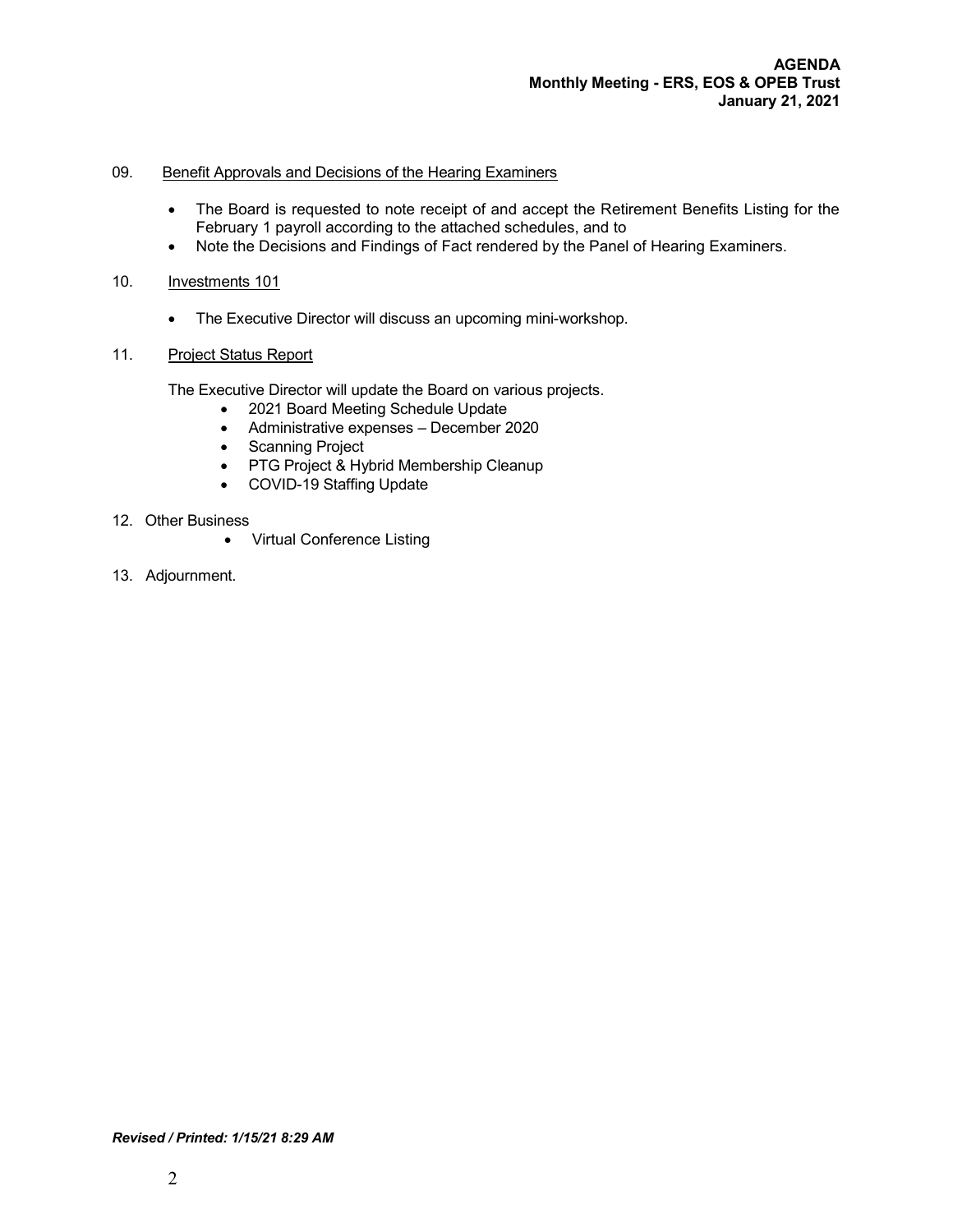09. Benefit Approvals and Decisions of the Hearing Examiners

- The Board is requested to note receipt of and accept the Retirement Benefits Listing for the February 1 payroll according to the attached schedules, and to
- Note the Decisions and Findings of Fact rendered by the Panel of Hearing Examiners.

10. Investments 101

- The Executive Director will discuss an upcoming mini-workshop.

11. Project Status Report

The Executive Director will update the Board on various projects.

- 2021 Board Meeting Schedule Update
- Administrative expenses – December 2020
- Scanning Project
- PTG Project & Hybrid Membership Cleanup
- COVID-19 Staffing Update

12. Other Business

- Virtual Conference Listing

13. Adjournment.

***Revised / Printed: 1/15/21 8:29 AM***